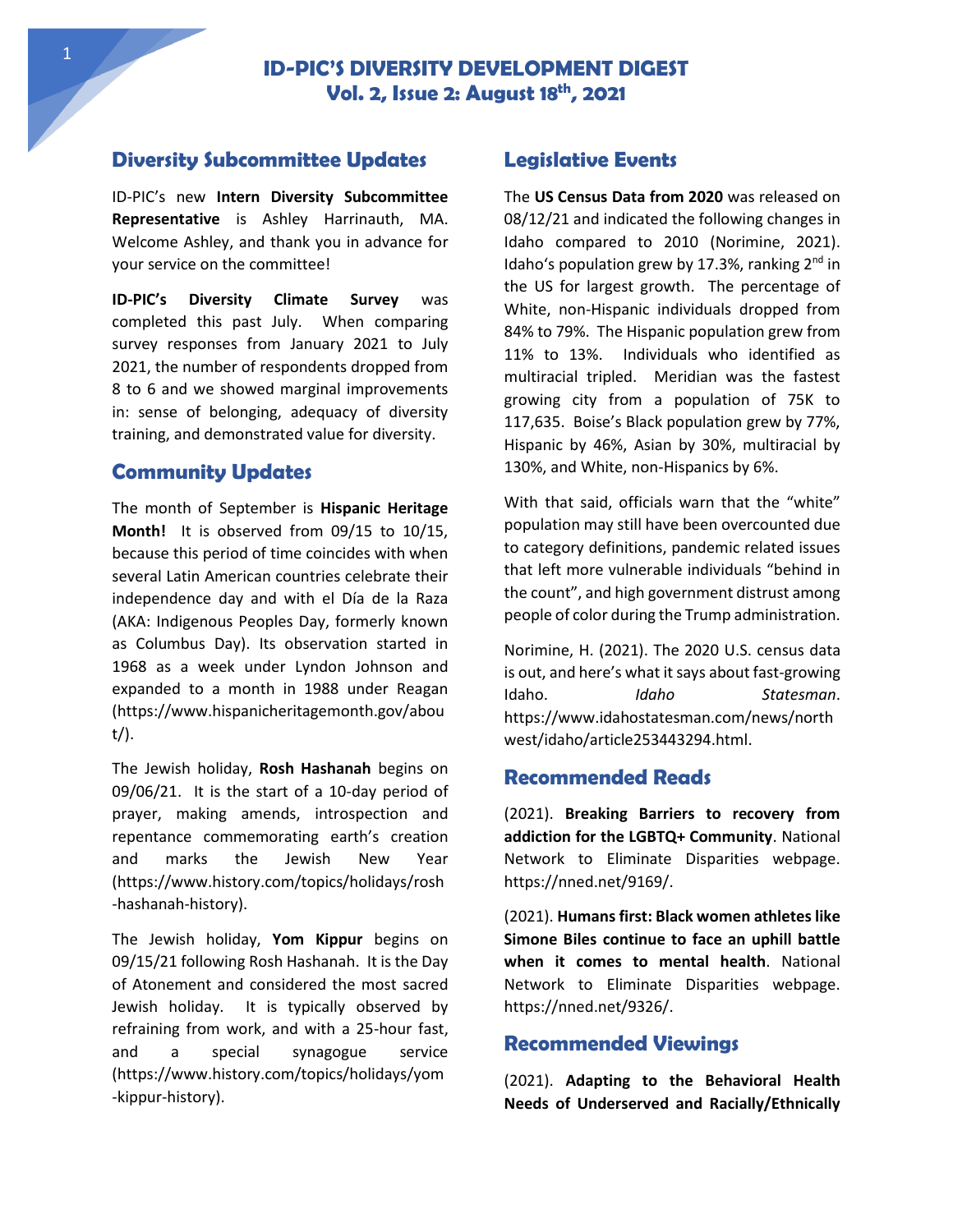# ID-PIC'S DIVERSITY DEVELOPMENT DIGEST
## Vol. 2, Issue 2: August 18th, 2021

## Diversity Subcommittee Updates

ID-PIC's new **Intern Diversity Subcommittee Representative** is Ashley Harrinauth, MA. Welcome Ashley, and thank you in advance for your service on the committee!

**ID-PIC's Diversity Climate Survey** was completed this past July. When comparing survey responses from January 2021 to July 2021, the number of respondents dropped from 8 to 6 and we showed marginal improvements in: sense of belonging, adequacy of diversity training, and demonstrated value for diversity.

## Community Updates

The month of September is **Hispanic Heritage Month!** It is observed from 09/15 to 10/15, because this period of time coincides with when several Latin American countries celebrate their independence day and with el Día de la Raza (AKA: Indigenous Peoples Day, formerly known as Columbus Day). Its observation started in 1968 as a week under Lyndon Johnson and expanded to a month in 1988 under Reagan (https://www.hispanicheritagemonth.gov/about/).

The Jewish holiday, **Rosh Hashanah** begins on 09/06/21. It is the start of a 10-day period of prayer, making amends, introspection and repentance commemorating earth's creation and marks the Jewish New Year (https://www.history.com/topics/holidays/rosh-hashanah-history).

The Jewish holiday, **Yom Kippur** begins on 09/15/21 following Rosh Hashanah. It is the Day of Atonement and considered the most sacred Jewish holiday. It is typically observed by refraining from work, and with a 25-hour fast, and a special synagogue service (https://www.history.com/topics/holidays/yom-kippur-history).

## Legislative Events

The **US Census Data from 2020** was released on 08/12/21 and indicated the following changes in Idaho compared to 2010 (Norimine, 2021). Idaho's population grew by 17.3%, ranking 2nd in the US for largest growth. The percentage of White, non-Hispanic individuals dropped from 84% to 79%. The Hispanic population grew from 11% to 13%. Individuals who identified as multiracial tripled. Meridian was the fastest growing city from a population of 75K to 117,635. Boise's Black population grew by 77%, Hispanic by 46%, Asian by 30%, multiracial by 130%, and White, non-Hispanics by 6%.

With that said, officials warn that the "white" population may still have been overcounted due to category definitions, pandemic related issues that left more vulnerable individuals "behind in the count", and high government distrust among people of color during the Trump administration.

Norimine, H. (2021). The 2020 U.S. census data is out, and here's what it says about fast-growing Idaho. *Idaho Statesman*. https://www.idahostatesman.com/news/northwest/idaho/article253443294.html.

## Recommended Reads

(2021). **Breaking Barriers to recovery from addiction for the LGBTQ+ Community**. National Network to Eliminate Disparities webpage. https://nned.net/9169/.

(2021). **Humans first: Black women athletes like Simone Biles continue to face an uphill battle when it comes to mental health**. National Network to Eliminate Disparities webpage. https://nned.net/9326/.

## Recommended Viewings

(2021). **Adapting to the Behavioral Health Needs of Underserved and Racially/Ethnically**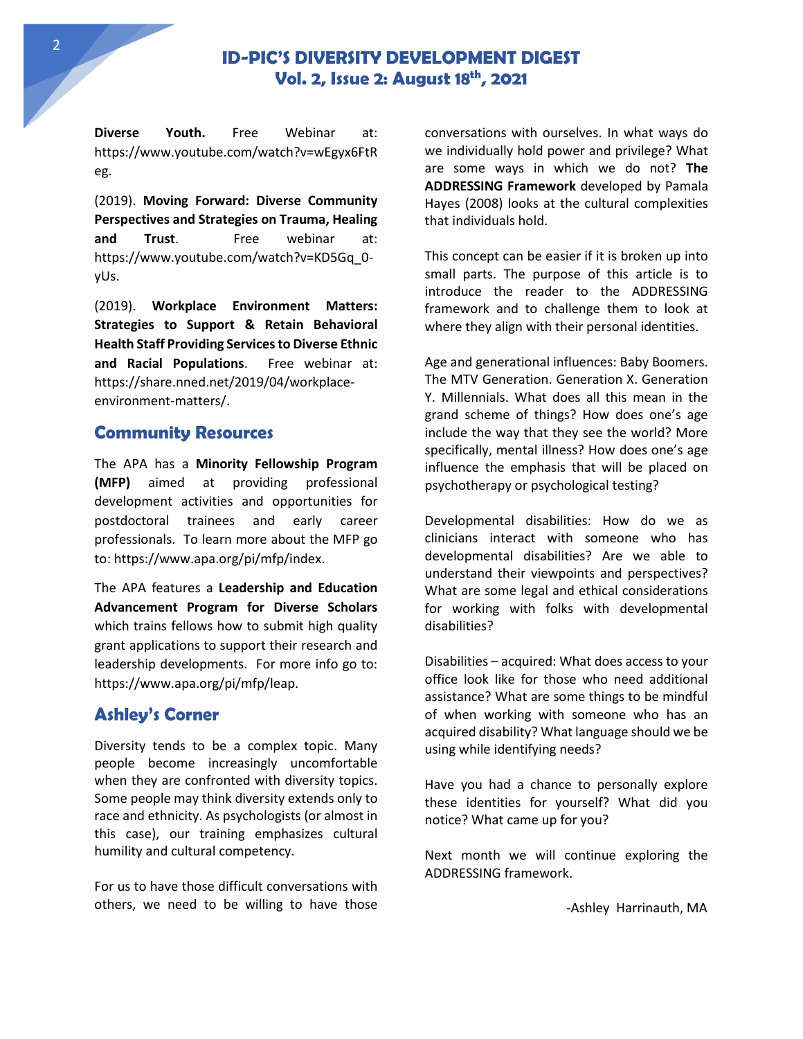**Diverse Youth.** Free Webinar at: https://www.youtube.com/watch?v=wEgyx6FtReg.

(2019). **Moving Forward: Diverse Community Perspectives and Strategies on Trauma, Healing and Trust**. Free webinar at: https://www.youtube.com/watch?v=KD5Gq_0-yUs.

(2019). **Workplace Environment Matters: Strategies to Support & Retain Behavioral Health Staff Providing Services to Diverse Ethnic and Racial Populations**. Free webinar at: https://share.nned.net/2019/04/workplace-environment-matters/.

## Community Resources

The APA has a **Minority Fellowship Program (MFP)** aimed at providing professional development activities and opportunities for postdoctoral trainees and early career professionals. To learn more about the MFP go to: https://www.apa.org/pi/mfp/index.

The APA features a **Leadership and Education Advancement Program for Diverse Scholars** which trains fellows how to submit high quality grant applications to support their research and leadership developments. For more info go to: https://www.apa.org/pi/mfp/leap.

## Ashley's Corner

Diversity tends to be a complex topic. Many people become increasingly uncomfortable when they are confronted with diversity topics. Some people may think diversity extends only to race and ethnicity. As psychologists (or almost in this case), our training emphasizes cultural humility and cultural competency.

For us to have those difficult conversations with others, we need to be willing to have those conversations with ourselves. In what ways do we individually hold power and privilege? What are some ways in which we do not? **The ADDRESSING Framework** developed by Pamala Hayes (2008) looks at the cultural complexities that individuals hold.

This concept can be easier if it is broken up into small parts. The purpose of this article is to introduce the reader to the ADDRESSING framework and to challenge them to look at where they align with their personal identities.

Age and generational influences: Baby Boomers. The MTV Generation. Generation X. Generation Y. Millennials. What does all this mean in the grand scheme of things? How does one's age include the way that they see the world? More specifically, mental illness? How does one's age influence the emphasis that will be placed on psychotherapy or psychological testing?

Developmental disabilities: How do we as clinicians interact with someone who has developmental disabilities? Are we able to understand their viewpoints and perspectives? What are some legal and ethical considerations for working with folks with developmental disabilities?

Disabilities – acquired: What does access to your office look like for those who need additional assistance? What are some things to be mindful of when working with someone who has an acquired disability? What language should we be using while identifying needs?

Have you had a chance to personally explore these identities for yourself? What did you notice? What came up for you?

Next month we will continue exploring the ADDRESSING framework.

-Ashley Harrinauth, MA